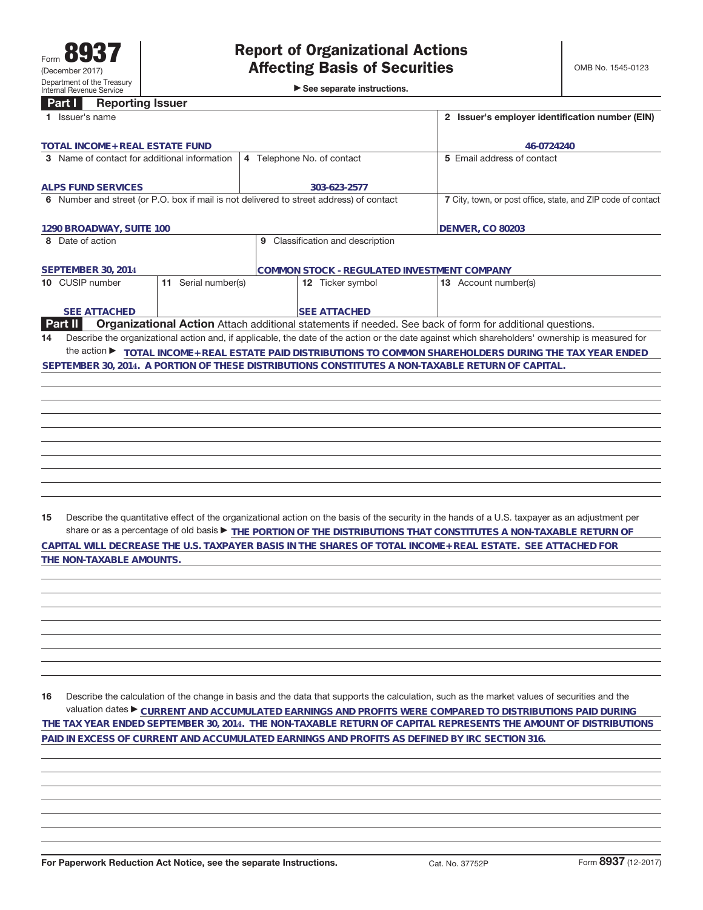Form **8937** (December 2017)
Department of the Treasury
Internal Revenue Service

# Report of Organizational Actions Affecting Basis of Securities

▶ See separate instructions.

OMB No. 1545-0123

## Part I Reporting Issuer

| Field | Value |
|---|---|
| 1 Issuer's name | TOTAL INCOME+REAL ESTATE FUND |
| 2 Issuer's employer identification number (EIN) | 46-0724240 |
| 3 Name of contact for additional information | ALPS FUND SERVICES |
| 4 Telephone No. of contact | 303-623-2577 |
| 5 Email address of contact | |
| 6 Number and street (or P.O. box if mail is not delivered to street address) of contact | 1290 BROADWAY, SUITE 100 |
| 7 City, town, or post office, state, and ZIP code of contact | DENVER, CO 80203 |
| 8 Date of action | SEPTEMBER 30, 2014 |
| 9 Classification and description | COMMON STOCK - REGULATED INVESTMENT COMPANY |
| 10 CUSIP number | SEE ATTACHED |
| 11 Serial number(s) | |
| 12 Ticker symbol | SEE ATTACHED |
| 13 Account number(s) | |

## Part II Organizational Action

Attach additional statements if needed. See back of form for additional questions.

**14** Describe the organizational action and, if applicable, the date of the action or the date against which shareholders' ownership is measured for the action ▶ TOTAL INCOME+REAL ESTATE PAID DISTRIBUTIONS TO COMMON SHAREHOLDERS DURING THE TAX YEAR ENDED SEPTEMBER 30, 2014. A PORTION OF THESE DISTRIBUTIONS CONSTITUTES A NON-TAXABLE RETURN OF CAPITAL.

**15** Describe the quantitative effect of the organizational action on the basis of the security in the hands of a U.S. taxpayer as an adjustment per share or as a percentage of old basis ▶ THE PORTION OF THE DISTRIBUTIONS THAT CONSTITUTES A NON-TAXABLE RETURN OF CAPITAL WILL DECREASE THE U.S. TAXPAYER BASIS IN THE SHARES OF TOTAL INCOME+REAL ESTATE. SEE ATTACHED FOR THE NON-TAXABLE AMOUNTS.

**16** Describe the calculation of the change in basis and the data that supports the calculation, such as the market values of securities and the valuation dates ▶ CURRENT AND ACCUMULATED EARNINGS AND PROFITS WERE COMPARED TO DISTRIBUTIONS PAID DURING THE TAX YEAR ENDED SEPTEMBER 30, 2014. THE NON-TAXABLE RETURN OF CAPITAL REPRESENTS THE AMOUNT OF DISTRIBUTIONS PAID IN EXCESS OF CURRENT AND ACCUMULATED EARNINGS AND PROFITS AS DEFINED BY IRC SECTION 316.

For Paperwork Reduction Act Notice, see the separate Instructions. Cat. No. 37752P Form **8937** (12-2017)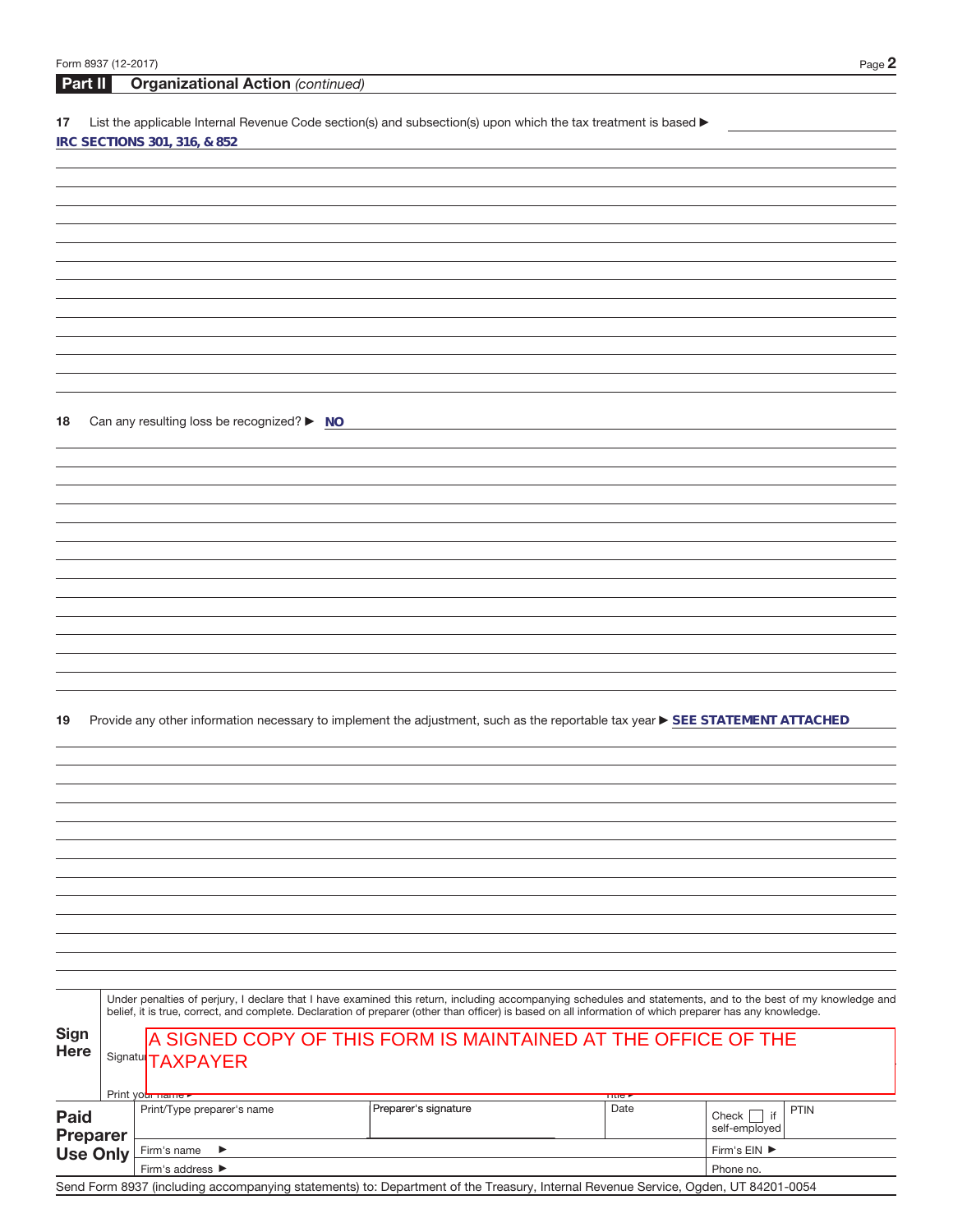## Part II Organizational Action *(continued)*

**17** List the applicable Internal Revenue Code section(s) and subsection(s) upon which the tax treatment is based ▶

IRC SECTIONS 301, 316, & 852

**18** Can any resulting loss be recognized? ▶ NO

**19** Provide any other information necessary to implement the adjustment, such as the reportable tax year ▶ SEE STATEMENT ATTACHED

**Sign Here**

Under penalties of perjury, I declare that I have examined this return, including accompanying schedules and statements, and to the best of my knowledge and belief, it is true, correct, and complete. Declaration of preparer (other than officer) is based on all information of which preparer has any knowledge.

Signature: A SIGNED COPY OF THIS FORM IS MAINTAINED AT THE OFFICE OF THE TAXPAYER

Print your name ▶ Title ▶

| Paid Preparer Use Only | Print/Type preparer's name | Preparer's signature | Date | Check ☐ if self-employed | PTIN |
|---|---|---|---|---|---|
| | Firm's name ▶ | | | Firm's EIN ▶ | |
| | Firm's address ▶ | | | Phone no. | |

Send Form 8937 (including accompanying statements) to: Department of the Treasury, Internal Revenue Service, Ogden, UT 84201-0054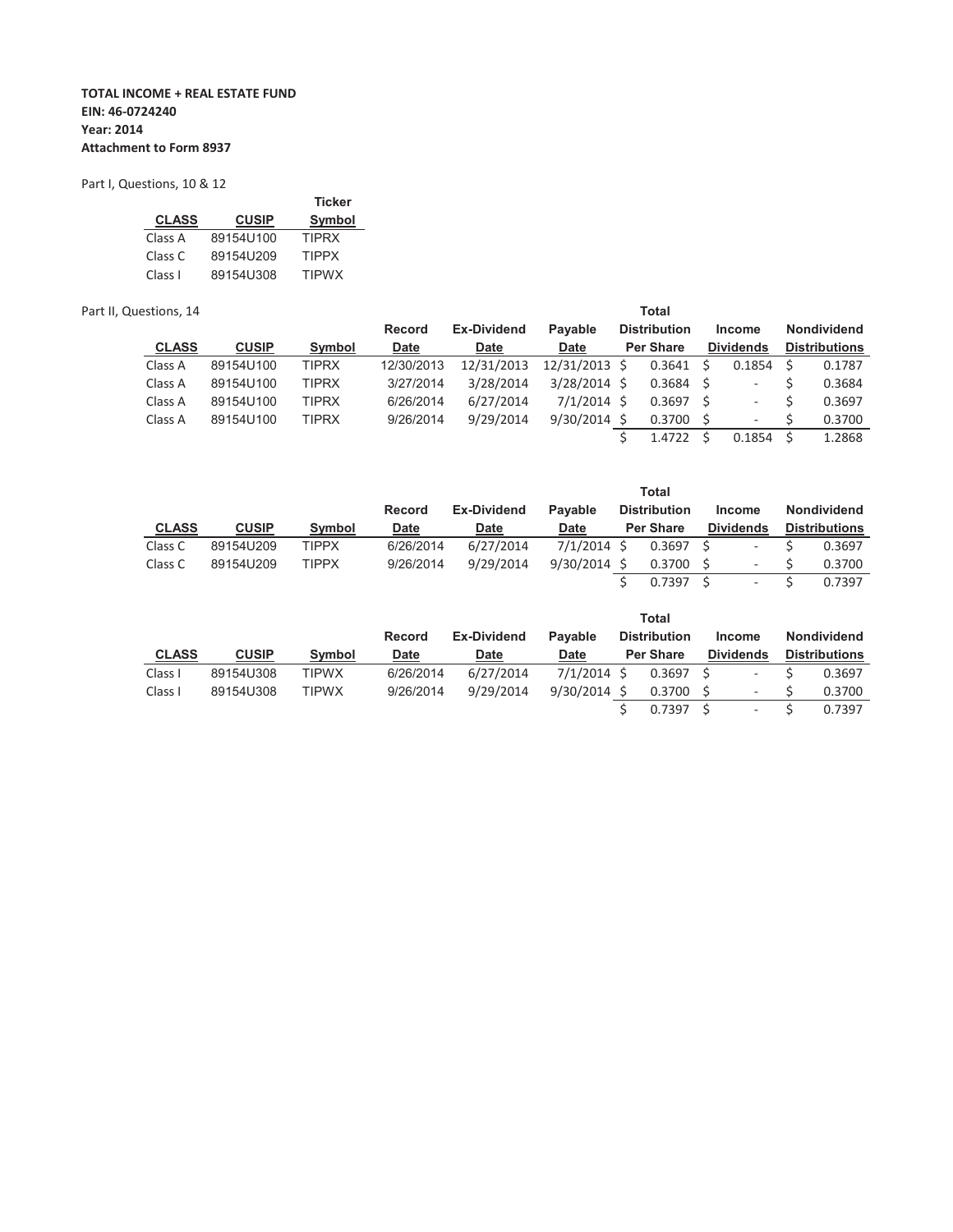**TOTAL INCOME + REAL ESTATE FUND**
**EIN: 46-0724240**
**Year: 2014**
**Attachment to Form 8937**

Part I, Questions, 10 & 12

| CLASS | CUSIP | Ticker Symbol |
|---|---|---|
| Class A | 89154U100 | TIPRX |
| Class C | 89154U209 | TIPPX |
| Class I | 89154U308 | TIPWX |

Part II, Questions, 14

| CLASS | CUSIP | Symbol | Record Date | Ex-Dividend Date | Payable Date | Total Distribution Per Share | Income Dividends | Nondividend Distributions |
|---|---|---|---|---|---|---|---|---|
| Class A | 89154U100 | TIPRX | 12/30/2013 | 12/31/2013 | 12/31/2013 | $ 0.3641 | $ 0.1854 | $ 0.1787 |
| Class A | 89154U100 | TIPRX | 3/27/2014 | 3/28/2014 | 3/28/2014 | $ 0.3684 | $ - | $ 0.3684 |
| Class A | 89154U100 | TIPRX | 6/26/2014 | 6/27/2014 | 7/1/2014 | $ 0.3697 | $ - | $ 0.3697 |
| Class A | 89154U100 | TIPRX | 9/26/2014 | 9/29/2014 | 9/30/2014 | $ 0.3700 | $ - | $ 0.3700 |
| | | | | | | $ 1.4722 | $ 0.1854 | $ 1.2868 |

| CLASS | CUSIP | Symbol | Record Date | Ex-Dividend Date | Payable Date | Total Distribution Per Share | Income Dividends | Nondividend Distributions |
|---|---|---|---|---|---|---|---|---|
| Class C | 89154U209 | TIPPX | 6/26/2014 | 6/27/2014 | 7/1/2014 | $ 0.3697 | $ - | $ 0.3697 |
| Class C | 89154U209 | TIPPX | 9/26/2014 | 9/29/2014 | 9/30/2014 | $ 0.3700 | $ - | $ 0.3700 |
| | | | | | | $ 0.7397 | $ - | $ 0.7397 |

| CLASS | CUSIP | Symbol | Record Date | Ex-Dividend Date | Payable Date | Total Distribution Per Share | Income Dividends | Nondividend Distributions |
|---|---|---|---|---|---|---|---|---|
| Class I | 89154U308 | TIPWX | 6/26/2014 | 6/27/2014 | 7/1/2014 | $ 0.3697 | $ - | $ 0.3697 |
| Class I | 89154U308 | TIPWX | 9/26/2014 | 9/29/2014 | 9/30/2014 | $ 0.3700 | $ - | $ 0.3700 |
| | | | | | | $ 0.7397 | $ - | $ 0.7397 |